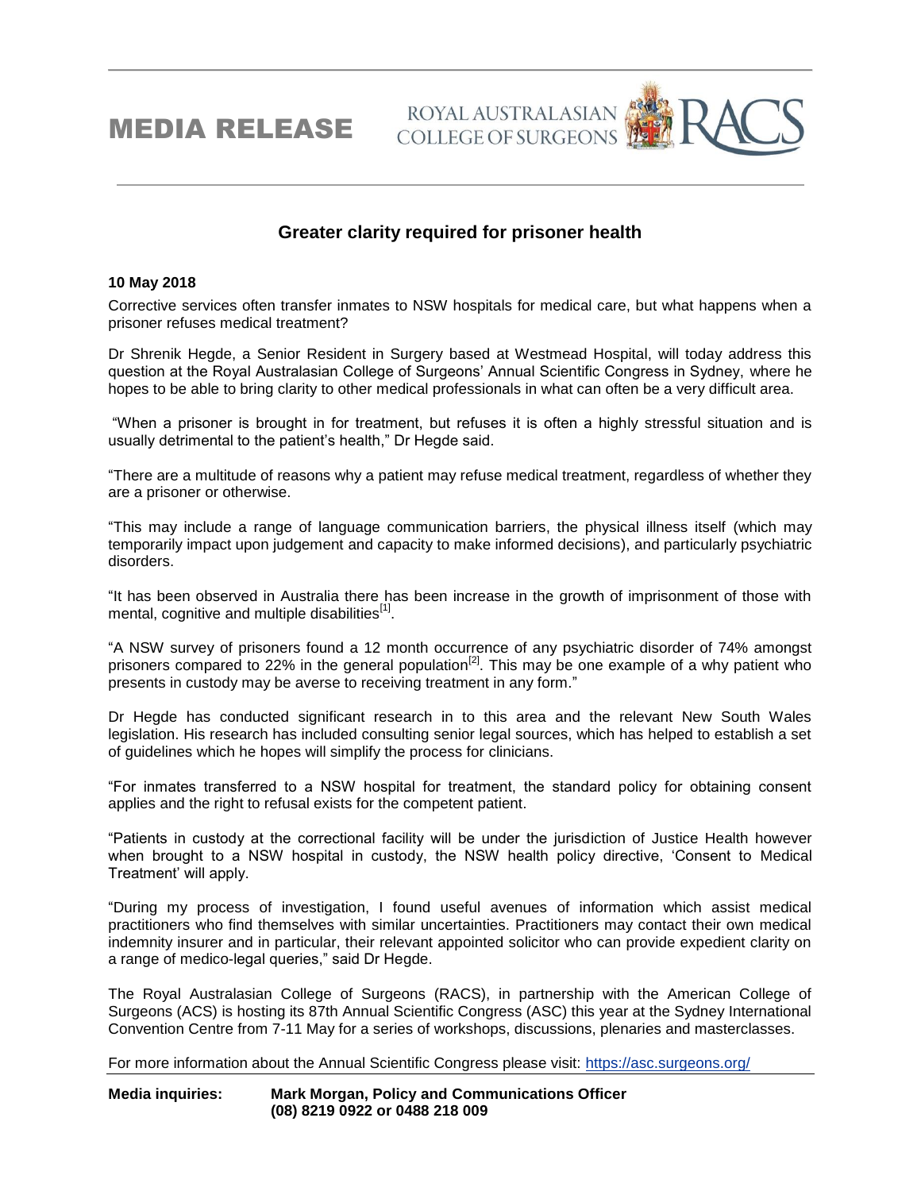# MEDIA RELEASE

ROYAL AUSTRALASIAN COLLEGE OF SURGEONS RACS

## Greater clarity required for prisoner health

**10 May 2018**

Corrective services often transfer inmates to NSW hospitals for medical care, but what happens when a prisoner refuses medical treatment?

Dr Shrenik Hegde, a Senior Resident in Surgery based at Westmead Hospital, will today address this question at the Royal Australasian College of Surgeons' Annual Scientific Congress in Sydney, where he hopes to be able to bring clarity to other medical professionals in what can often be a very difficult area.

"When a prisoner is brought in for treatment, but refuses it is often a highly stressful situation and is usually detrimental to the patient's health," Dr Hegde said.

"There are a multitude of reasons why a patient may refuse medical treatment, regardless of whether they are a prisoner or otherwise.

"This may include a range of language communication barriers, the physical illness itself (which may temporarily impact upon judgement and capacity to make informed decisions), and particularly psychiatric disorders.

"It has been observed in Australia there has been increase in the growth of imprisonment of those with mental, cognitive and multiple disabilities[1].

"A NSW survey of prisoners found a 12 month occurrence of any psychiatric disorder of 74% amongst prisoners compared to 22% in the general population[2]. This may be one example of a why patient who presents in custody may be averse to receiving treatment in any form."

Dr Hegde has conducted significant research in to this area and the relevant New South Wales legislation. His research has included consulting senior legal sources, which has helped to establish a set of guidelines which he hopes will simplify the process for clinicians.

"For inmates transferred to a NSW hospital for treatment, the standard policy for obtaining consent applies and the right to refusal exists for the competent patient.

"Patients in custody at the correctional facility will be under the jurisdiction of Justice Health however when brought to a NSW hospital in custody, the NSW health policy directive, 'Consent to Medical Treatment' will apply.

"During my process of investigation, I found useful avenues of information which assist medical practitioners who find themselves with similar uncertainties. Practitioners may contact their own medical indemnity insurer and in particular, their relevant appointed solicitor who can provide expedient clarity on a range of medico-legal queries," said Dr Hegde.

The Royal Australasian College of Surgeons (RACS), in partnership with the American College of Surgeons (ACS) is hosting its 87th Annual Scientific Congress (ASC) this year at the Sydney International Convention Centre from 7-11 May for a series of workshops, discussions, plenaries and masterclasses.

For more information about the Annual Scientific Congress please visit: https://asc.surgeons.org/

**Media inquiries:** **Mark Morgan, Policy and Communications Officer**
**(08) 8219 0922 or 0488 218 009**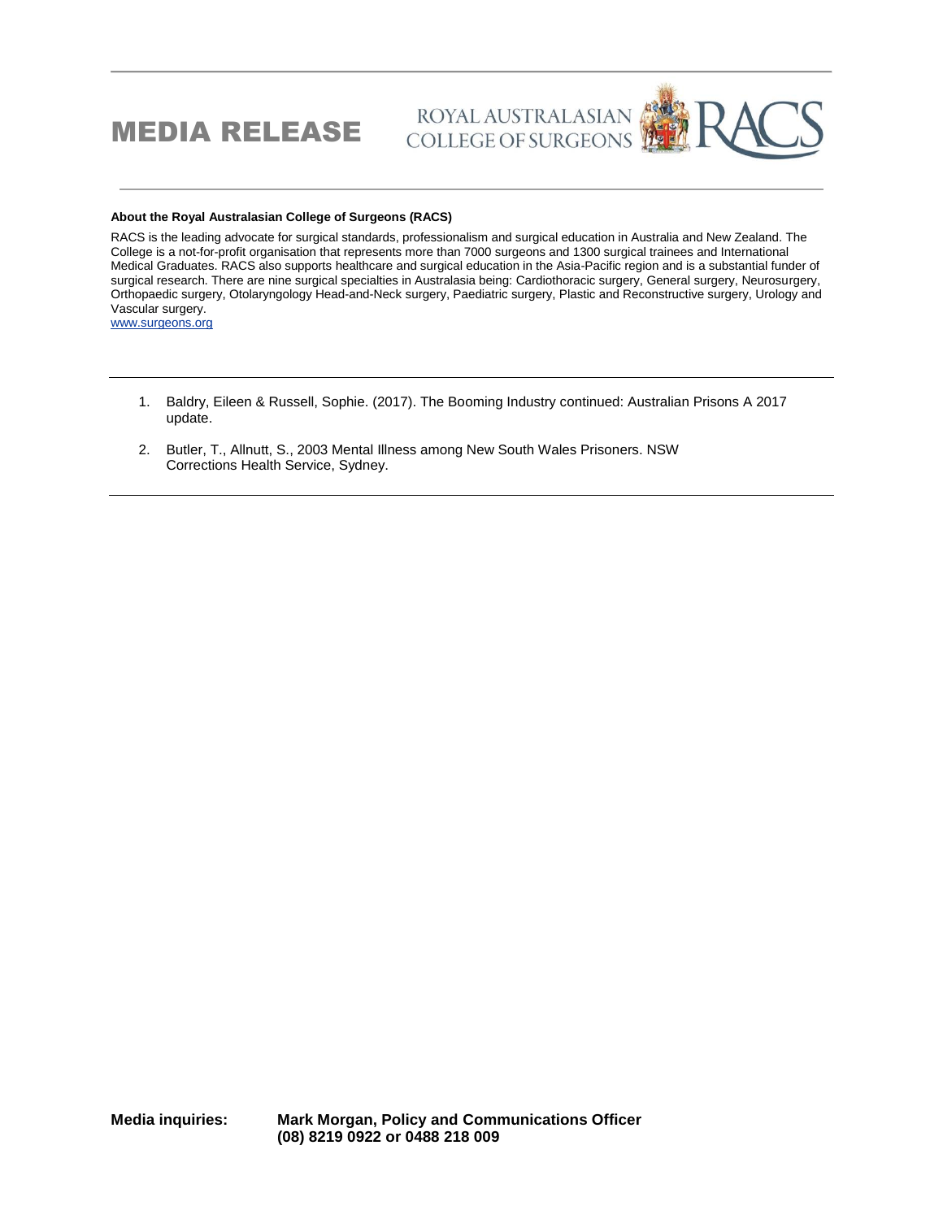# MEDIA RELEASE

ROYAL AUSTRALASIAN COLLEGE OF SURGEONS

**About the Royal Australasian College of Surgeons (RACS)**

RACS is the leading advocate for surgical standards, professionalism and surgical education in Australia and New Zealand. The College is a not-for-profit organisation that represents more than 7000 surgeons and 1300 surgical trainees and International Medical Graduates. RACS also supports healthcare and surgical education in the Asia-Pacific region and is a substantial funder of surgical research. There are nine surgical specialties in Australasia being: Cardiothoracic surgery, General surgery, Neurosurgery, Orthopaedic surgery, Otolaryngology Head-and-Neck surgery, Paediatric surgery, Plastic and Reconstructive surgery, Urology and Vascular surgery.
www.surgeons.org

---

1. Baldry, Eileen & Russell, Sophie. (2017). The Booming Industry continued: Australian Prisons A 2017 update.
2. Butler, T., Allnutt, S., 2003 Mental Illness among New South Wales Prisoners. NSW Corrections Health Service, Sydney.

---

**Media inquiries:** **Mark Morgan, Policy and Communications Officer**
**(08) 8219 0922 or 0488 218 009**